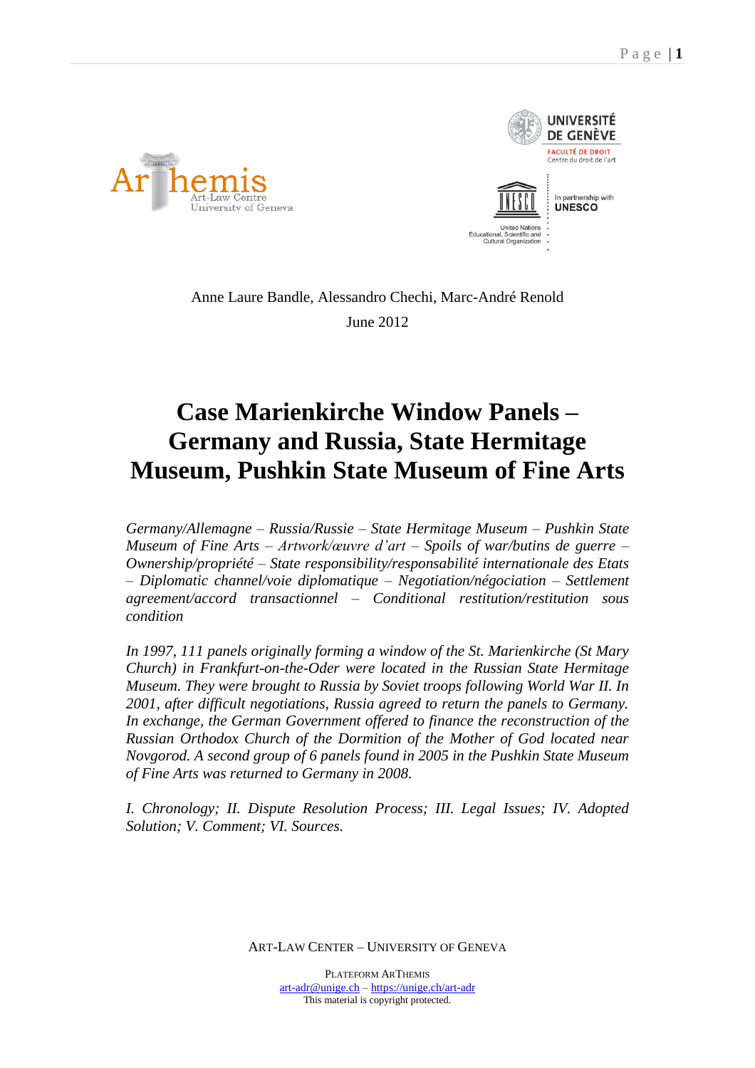Anne Laure Bandle, Alessandro Chechi, Marc-André Renold

June 2012

# Case Marienkirche Window Panels – Germany and Russia, State Hermitage Museum, Pushkin State Museum of Fine Arts

*Germany/Allemagne – Russia/Russie – State Hermitage Museum – Pushkin State Museum of Fine Arts – Artwork/œuvre d'art – Spoils of war/butins de guerre – Ownership/propriété – State responsibility/responsabilité internationale des Etats – Diplomatic channel/voie diplomatique – Negotiation/négociation – Settlement agreement/accord transactionnel – Conditional restitution/restitution sous condition*

*In 1997, 111 panels originally forming a window of the St. Marienkirche (St Mary Church) in Frankfurt-on-the-Oder were located in the Russian State Hermitage Museum. They were brought to Russia by Soviet troops following World War II. In 2001, after difficult negotiations, Russia agreed to return the panels to Germany. In exchange, the German Government offered to finance the reconstruction of the Russian Orthodox Church of the Dormition of the Mother of God located near Novgorod. A second group of 6 panels found in 2005 in the Pushkin State Museum of Fine Arts was returned to Germany in 2008.*

*I. Chronology; II. Dispute Resolution Process; III. Legal Issues; IV. Adopted Solution; V. Comment; VI. Sources.*

ART-LAW CENTER – UNIVERSITY OF GENEVA

PLATEFORM ARTHEMIS
art-adr@unige.ch – https://unige.ch/art-adr
This material is copyright protected.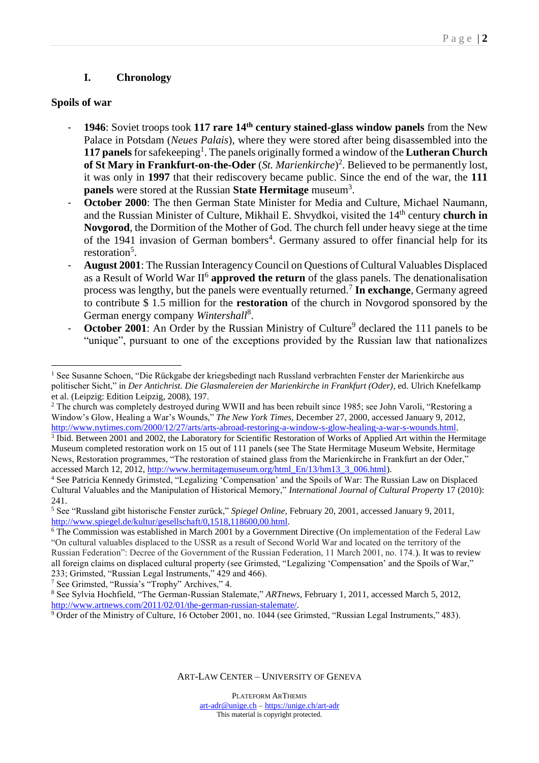## I. Chronology

**Spoils of war**

- **1946**: Soviet troops took **117 rare 14th century stained-glass window panels** from the New Palace in Potsdam (*Neues Palais*), where they were stored after being disassembled into the **117 panels** for safekeeping[1]. The panels originally formed a window of the **Lutheran Church of St Mary in Frankfurt-on-the-Oder** (*St. Marienkirche*)[2]. Believed to be permanently lost, it was only in **1997** that their rediscovery became public. Since the end of the war, the **111 panels** were stored at the Russian **State Hermitage** museum[3].
- **October 2000**: The then German State Minister for Media and Culture, Michael Naumann, and the Russian Minister of Culture, Mikhail E. Shvydkoi, visited the 14th century **church in Novgorod**, the Dormition of the Mother of God. The church fell under heavy siege at the time of the 1941 invasion of German bombers[4]. Germany assured to offer financial help for its restoration[5].
- **August 2001**: The Russian Interagency Council on Questions of Cultural Valuables Displaced as a Result of World War II[6] **approved the return** of the glass panels. The denationalisation process was lengthy, but the panels were eventually returned.[7] **In exchange**, Germany agreed to contribute $ 1.5 million for the **restoration** of the church in Novgorod sponsored by the German energy company *Wintershall*[8].
- **October 2001**: An Order by the Russian Ministry of Culture[9] declared the 111 panels to be "unique", pursuant to one of the exceptions provided by the Russian law that nationalizes

---

[1] See Susanne Schoen, "Die Rückgabe der kriegsbedingt nach Russland verbrachten Fenster der Marienkirche aus politischer Sicht," in *Der Antichrist. Die Glasmalereien der Marienkirche in Frankfurt (Oder)*, ed. Ulrich Knefelkamp et al. (Leipzig: Edition Leipzig, 2008), 197.

[2] The church was completely destroyed during WWII and has been rebuilt since 1985; see John Varoli, "Restoring a Window's Glow, Healing a War's Wounds," *The New York Times*, December 27, 2000, accessed January 9, 2012, http://www.nytimes.com/2000/12/27/arts/arts-abroad-restoring-a-window-s-glow-healing-a-war-s-wounds.html.

[3] Ibid. Between 2001 and 2002, the Laboratory for Scientific Restoration of Works of Applied Art within the Hermitage Museum completed restoration work on 15 out of 111 panels (see The State Hermitage Museum Website, Hermitage News, Restoration programmes, "The restoration of stained glass from the Marienkirche in Frankfurt an der Oder," accessed March 12, 2012, http://www.hermitagemuseum.org/html_En/13/hm13_3_006.html).

[4] See Patricia Kennedy Grimsted, "Legalizing 'Compensation' and the Spoils of War: The Russian Law on Displaced Cultural Valuables and the Manipulation of Historical Memory," *International Journal of Cultural Property* 17 (2010): 241.

[5] See "Russland gibt historische Fenster zurück," *Spiegel Online*, February 20, 2001, accessed January 9, 2011, http://www.spiegel.de/kultur/gesellschaft/0,1518,118600,00.html.

[6] The Commission was established in March 2001 by a Government Directive (On implementation of the Federal Law "On cultural valuables displaced to the USSR as a result of Second World War and located on the territory of the Russian Federation": Decree of the Government of the Russian Federation, 11 March 2001, no. 174.). It was to review all foreign claims on displaced cultural property (see Grimsted, "Legalizing 'Compensation' and the Spoils of War," 233; Grimsted, "Russian Legal Instruments," 429 and 466).

[7] See Grimsted, "Russia's "Trophy" Archives," 4.

[8] See Sylvia Hochfield, "The German-Russian Stalemate," *ARTnews*, February 1, 2011, accessed March 5, 2012, http://www.artnews.com/2011/02/01/the-german-russian-stalemate/.

[9] Order of the Ministry of Culture, 16 October 2001, no. 1044 (see Grimsted, "Russian Legal Instruments," 483).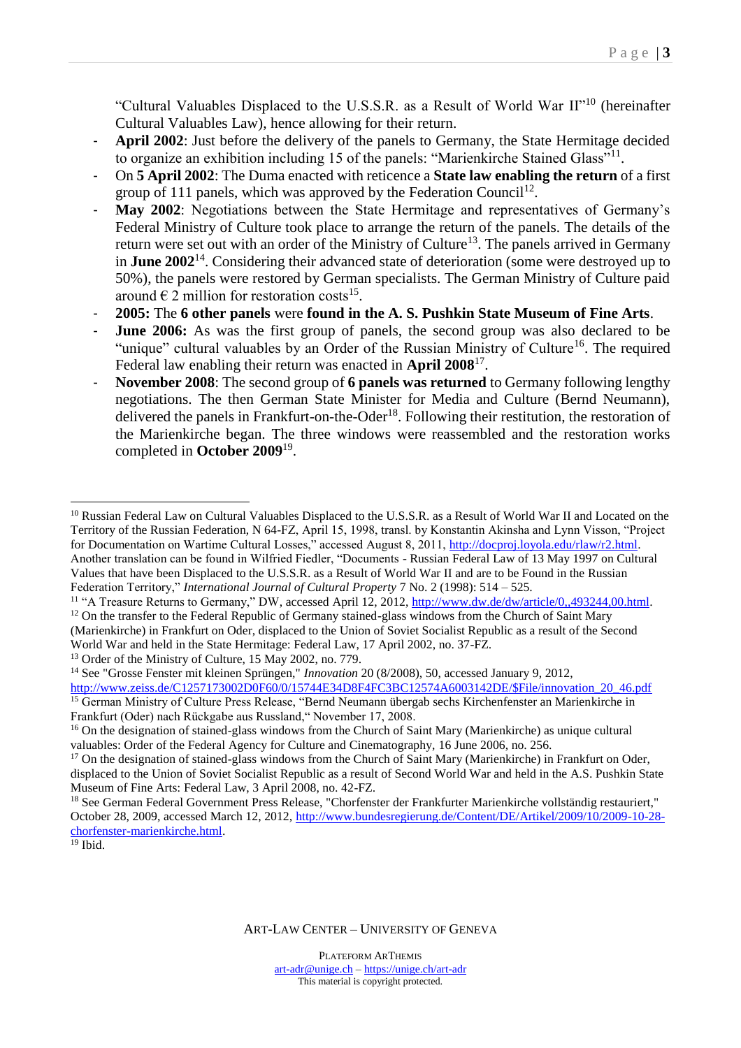"Cultural Valuables Displaced to the U.S.S.R. as a Result of World War II"[10] (hereinafter Cultural Valuables Law), hence allowing for their return.

- **April 2002**: Just before the delivery of the panels to Germany, the State Hermitage decided to organize an exhibition including 15 of the panels: "Marienkirche Stained Glass"[11].
- On **5 April 2002**: The Duma enacted with reticence a **State law enabling the return** of a first group of 111 panels, which was approved by the Federation Council[12].
- **May 2002**: Negotiations between the State Hermitage and representatives of Germany's Federal Ministry of Culture took place to arrange the return of the panels. The details of the return were set out with an order of the Ministry of Culture[13]. The panels arrived in Germany in **June 2002**[14]. Considering their advanced state of deterioration (some were destroyed up to 50%), the panels were restored by German specialists. The German Ministry of Culture paid around € 2 million for restoration costs[15].
- **2005:** The **6 other panels** were **found in the A. S. Pushkin State Museum of Fine Arts**.
- **June 2006:** As was the first group of panels, the second group was also declared to be "unique" cultural valuables by an Order of the Russian Ministry of Culture[16]. The required Federal law enabling their return was enacted in **April 2008**[17].
- **November 2008**: The second group of **6 panels was returned** to Germany following lengthy negotiations. The then German State Minister for Media and Culture (Bernd Neumann), delivered the panels in Frankfurt-on-the-Oder[18]. Following their restitution, the restoration of the Marienkirche began. The three windows were reassembled and the restoration works completed in **October 2009**[19].

---

[10] Russian Federal Law on Cultural Valuables Displaced to the U.S.S.R. as a Result of World War II and Located on the Territory of the Russian Federation, N 64-FZ, April 15, 1998, transl. by Konstantin Akinsha and Lynn Visson, "Project for Documentation on Wartime Cultural Losses," accessed August 8, 2011, http://docproj.loyola.edu/rlaw/r2.html. Another translation can be found in Wilfried Fiedler, "Documents - Russian Federal Law of 13 May 1997 on Cultural Values that have been Displaced to the U.S.S.R. as a Result of World War II and are to be Found in the Russian Federation Territory," *International Journal of Cultural Property* 7 No. 2 (1998): 514 – 525.

[11] "A Treasure Returns to Germany," DW, accessed April 12, 2012, http://www.dw.de/dw/article/0,,493244,00.html.

[12] On the transfer to the Federal Republic of Germany stained-glass windows from the Church of Saint Mary (Marienkirche) in Frankfurt on Oder, displaced to the Union of Soviet Socialist Republic as a result of the Second World War and held in the State Hermitage: Federal Law, 17 April 2002, no. 37-FZ.

[13] Order of the Ministry of Culture, 15 May 2002, no. 779.

[14] See "Grosse Fenster mit kleinen Sprüngen," *Innovation* 20 (8/2008), 50, accessed January 9, 2012, http://www.zeiss.de/C1257173002D0F60/0/15744E34D8F4FC3BC12574A6003142DE/$File/innovation_20_46.pdf

[15] German Ministry of Culture Press Release, "Bernd Neumann übergab sechs Kirchenfenster an Marienkirche in Frankfurt (Oder) nach Rückgabe aus Russland," November 17, 2008.

[16] On the designation of stained-glass windows from the Church of Saint Mary (Marienkirche) as unique cultural valuables: Order of the Federal Agency for Culture and Cinematography, 16 June 2006, no. 256.

[17] On the designation of stained-glass windows from the Church of Saint Mary (Marienkirche) in Frankfurt on Oder, displaced to the Union of Soviet Socialist Republic as a result of Second World War and held in the A.S. Pushkin State Museum of Fine Arts: Federal Law, 3 April 2008, no. 42-FZ.

[18] See German Federal Government Press Release, "Chorfenster der Frankfurter Marienkirche vollständig restauriert," October 28, 2009, accessed March 12, 2012, http://www.bundesregierung.de/Content/DE/Artikel/2009/10/2009-10-28-chorfenster-marienkirche.html.

[19] Ibid.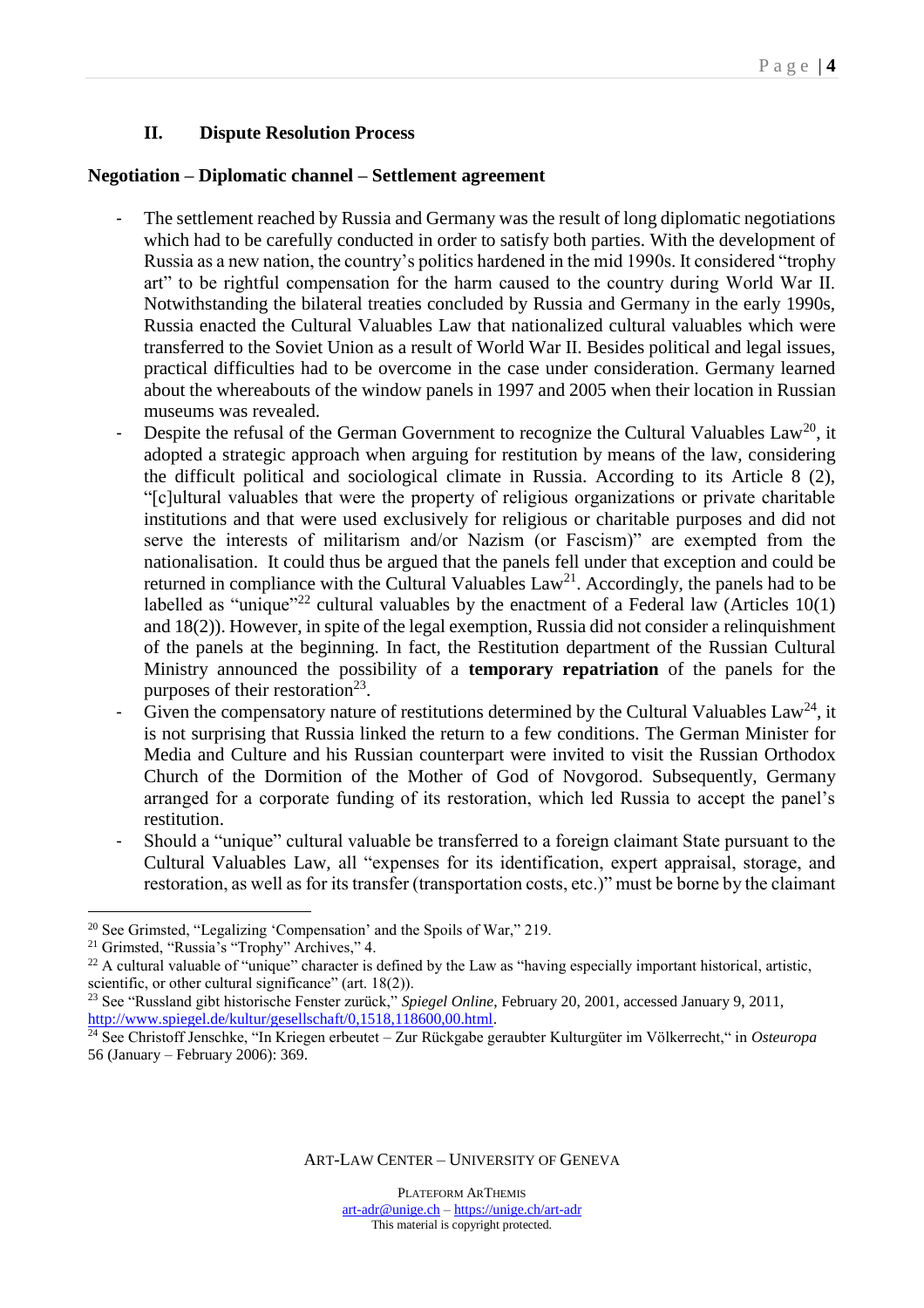## II. Dispute Resolution Process

### Negotiation – Diplomatic channel – Settlement agreement

- The settlement reached by Russia and Germany was the result of long diplomatic negotiations which had to be carefully conducted in order to satisfy both parties. With the development of Russia as a new nation, the country's politics hardened in the mid 1990s. It considered "trophy art" to be rightful compensation for the harm caused to the country during World War II. Notwithstanding the bilateral treaties concluded by Russia and Germany in the early 1990s, Russia enacted the Cultural Valuables Law that nationalized cultural valuables which were transferred to the Soviet Union as a result of World War II. Besides political and legal issues, practical difficulties had to be overcome in the case under consideration. Germany learned about the whereabouts of the window panels in 1997 and 2005 when their location in Russian museums was revealed.
- Despite the refusal of the German Government to recognize the Cultural Valuables Law[20], it adopted a strategic approach when arguing for restitution by means of the law, considering the difficult political and sociological climate in Russia. According to its Article 8 (2), "[c]ultural valuables that were the property of religious organizations or private charitable institutions and that were used exclusively for religious or charitable purposes and did not serve the interests of militarism and/or Nazism (or Fascism)" are exempted from the nationalisation. It could thus be argued that the panels fell under that exception and could be returned in compliance with the Cultural Valuables Law[21]. Accordingly, the panels had to be labelled as "unique"[22] cultural valuables by the enactment of a Federal law (Articles 10(1) and 18(2)). However, in spite of the legal exemption, Russia did not consider a relinquishment of the panels at the beginning. In fact, the Restitution department of the Russian Cultural Ministry announced the possibility of a **temporary repatriation** of the panels for the purposes of their restoration[23].
- Given the compensatory nature of restitutions determined by the Cultural Valuables Law[24], it is not surprising that Russia linked the return to a few conditions. The German Minister for Media and Culture and his Russian counterpart were invited to visit the Russian Orthodox Church of the Dormition of the Mother of God of Novgorod. Subsequently, Germany arranged for a corporate funding of its restoration, which led Russia to accept the panel's restitution.
- Should a "unique" cultural valuable be transferred to a foreign claimant State pursuant to the Cultural Valuables Law, all "expenses for its identification, expert appraisal, storage, and restoration, as well as for its transfer (transportation costs, etc.)" must be borne by the claimant

---

[20] See Grimsted, "Legalizing 'Compensation' and the Spoils of War," 219.

[21] Grimsted, "Russia's "Trophy" Archives," 4.

[22] A cultural valuable of "unique" character is defined by the Law as "having especially important historical, artistic, scientific, or other cultural significance" (art. 18(2)).

[23] See "Russland gibt historische Fenster zurück," *Spiegel Online*, February 20, 2001, accessed January 9, 2011, http://www.spiegel.de/kultur/gesellschaft/0,1518,118600,00.html.

[24] See Christoff Jenschke, "In Kriegen erbeutet – Zur Rückgabe geraubter Kulturgüter im Völkerrecht," in *Osteuropa* 56 (January – February 2006): 369.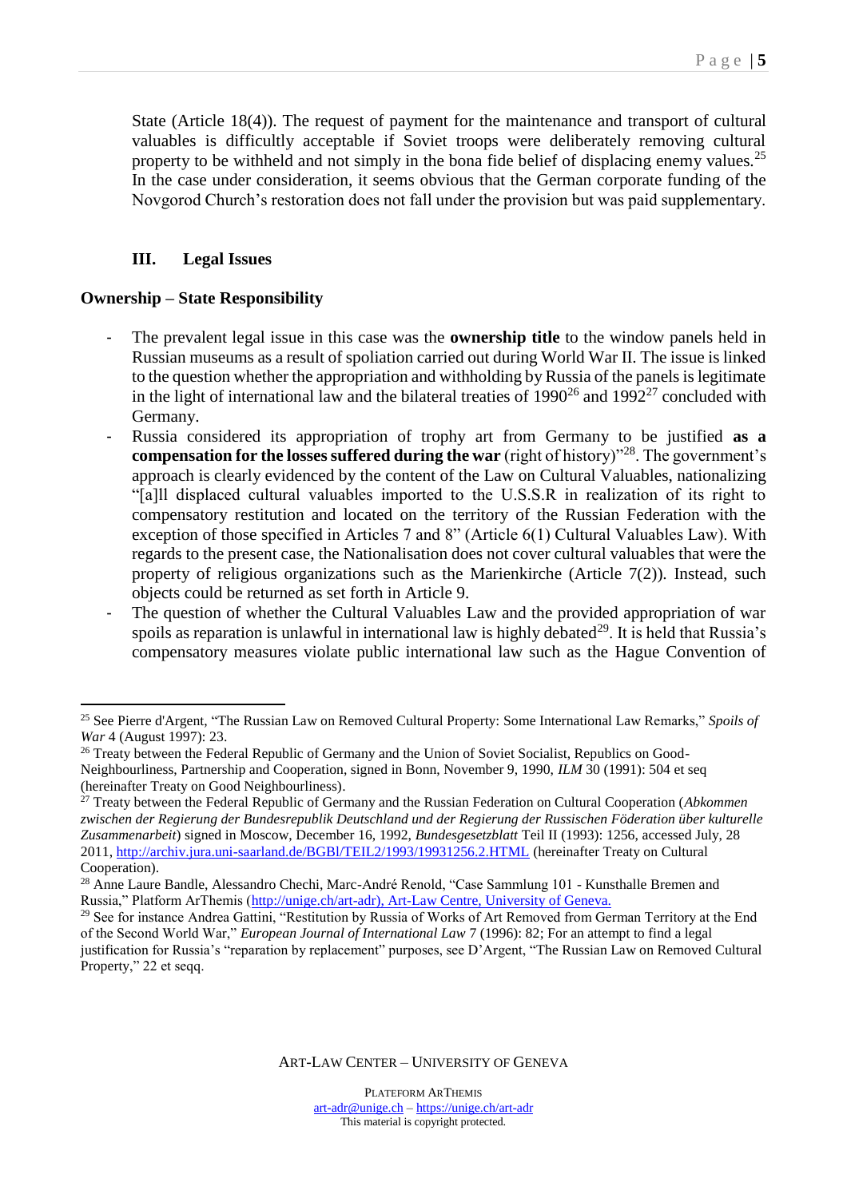State (Article 18(4)). The request of payment for the maintenance and transport of cultural valuables is difficultly acceptable if Soviet troops were deliberately removing cultural property to be withheld and not simply in the bona fide belief of displacing enemy values.[25] In the case under consideration, it seems obvious that the German corporate funding of the Novgorod Church's restoration does not fall under the provision but was paid supplementary.

## III. Legal Issues

### Ownership – State Responsibility

- The prevalent legal issue in this case was the **ownership title** to the window panels held in Russian museums as a result of spoliation carried out during World War II. The issue is linked to the question whether the appropriation and withholding by Russia of the panels is legitimate in the light of international law and the bilateral treaties of 1990[26] and 1992[27] concluded with Germany.
- Russia considered its appropriation of trophy art from Germany to be justified **as a compensation for the losses suffered during the war** (right of history)"[28]. The government's approach is clearly evidenced by the content of the Law on Cultural Valuables, nationalizing "[a]ll displaced cultural valuables imported to the U.S.S.R in realization of its right to compensatory restitution and located on the territory of the Russian Federation with the exception of those specified in Articles 7 and 8" (Article 6(1) Cultural Valuables Law). With regards to the present case, the Nationalisation does not cover cultural valuables that were the property of religious organizations such as the Marienkirche (Article 7(2)). Instead, such objects could be returned as set forth in Article 9.
- The question of whether the Cultural Valuables Law and the provided appropriation of war spoils as reparation is unlawful in international law is highly debated[29]. It is held that Russia's compensatory measures violate public international law such as the Hague Convention of

---

[25] See Pierre d'Argent, "The Russian Law on Removed Cultural Property: Some International Law Remarks," *Spoils of War* 4 (August 1997): 23.

[26] Treaty between the Federal Republic of Germany and the Union of Soviet Socialist, Republics on Good-Neighbourliness, Partnership and Cooperation, signed in Bonn, November 9, 1990, *ILM* 30 (1991): 504 et seq (hereinafter Treaty on Good Neighbourliness).

[27] Treaty between the Federal Republic of Germany and the Russian Federation on Cultural Cooperation (*Abkommen zwischen der Regierung der Bundesrepublik Deutschland und der Regierung der Russischen Föderation über kulturelle Zusammenarbeit*) signed in Moscow, December 16, 1992, *Bundesgesetzblatt* Teil II (1993): 1256, accessed July, 28 2011, http://archiv.jura.uni-saarland.de/BGBl/TEIL2/1993/19931256.2.HTML (hereinafter Treaty on Cultural Cooperation).

[28] Anne Laure Bandle, Alessandro Chechi, Marc-André Renold, "Case Sammlung 101 - Kunsthalle Bremen and Russia," Platform ArThemis (http://unige.ch/art-adr), Art-Law Centre, University of Geneva.

[29] See for instance Andrea Gattini, "Restitution by Russia of Works of Art Removed from German Territory at the End of the Second World War," *European Journal of International Law* 7 (1996): 82; For an attempt to find a legal justification for Russia's "reparation by replacement" purposes, see D'Argent, "The Russian Law on Removed Cultural Property," 22 et seqq.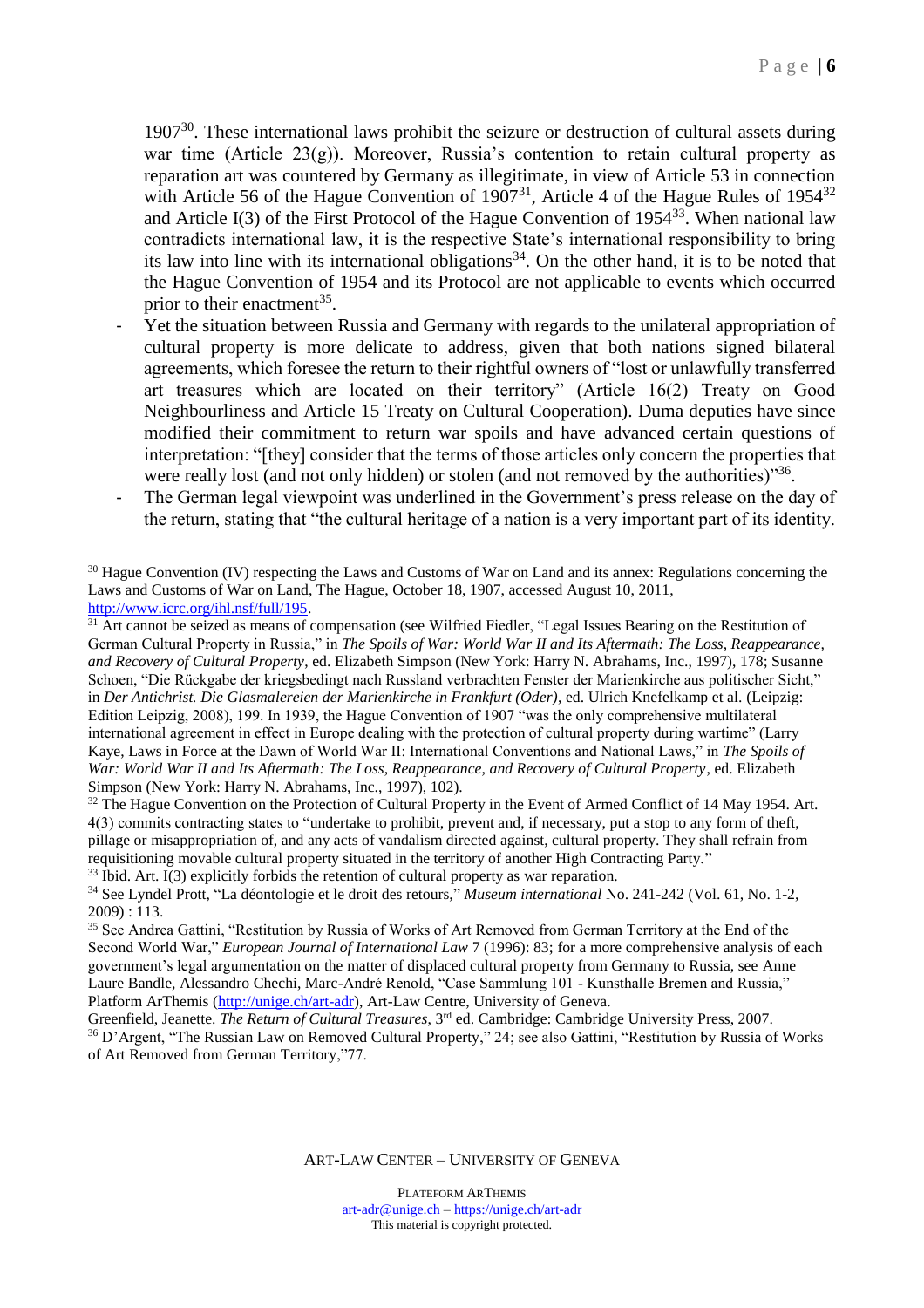1907[30]. These international laws prohibit the seizure or destruction of cultural assets during war time (Article 23(g)). Moreover, Russia's contention to retain cultural property as reparation art was countered by Germany as illegitimate, in view of Article 53 in connection with Article 56 of the Hague Convention of 1907[31], Article 4 of the Hague Rules of 1954[32] and Article I(3) of the First Protocol of the Hague Convention of 1954[33]. When national law contradicts international law, it is the respective State's international responsibility to bring its law into line with its international obligations[34]. On the other hand, it is to be noted that the Hague Convention of 1954 and its Protocol are not applicable to events which occurred prior to their enactment[35].

- Yet the situation between Russia and Germany with regards to the unilateral appropriation of cultural property is more delicate to address, given that both nations signed bilateral agreements, which foresee the return to their rightful owners of "lost or unlawfully transferred art treasures which are located on their territory" (Article 16(2) Treaty on Good Neighbourliness and Article 15 Treaty on Cultural Cooperation). Duma deputies have since modified their commitment to return war spoils and have advanced certain questions of interpretation: "[they] consider that the terms of those articles only concern the properties that were really lost (and not only hidden) or stolen (and not removed by the authorities)"[36].
- The German legal viewpoint was underlined in the Government's press release on the day of the return, stating that "the cultural heritage of a nation is a very important part of its identity.

---

[30] Hague Convention (IV) respecting the Laws and Customs of War on Land and its annex: Regulations concerning the Laws and Customs of War on Land, The Hague, October 18, 1907, accessed August 10, 2011, http://www.icrc.org/ihl.nsf/full/195.

[31] Art cannot be seized as means of compensation (see Wilfried Fiedler, "Legal Issues Bearing on the Restitution of German Cultural Property in Russia," in *The Spoils of War: World War II and Its Aftermath: The Loss, Reappearance, and Recovery of Cultural Property*, ed. Elizabeth Simpson (New York: Harry N. Abrahams, Inc., 1997), 178; Susanne Schoen, "Die Rückgabe der kriegsbedingt nach Russland verbrachten Fenster der Marienkirche aus politischer Sicht," in *Der Antichrist. Die Glasmalereien der Marienkirche in Frankfurt (Oder)*, ed. Ulrich Knefelkamp et al. (Leipzig: Edition Leipzig, 2008), 199. In 1939, the Hague Convention of 1907 "was the only comprehensive multilateral international agreement in effect in Europe dealing with the protection of cultural property during wartime" (Larry Kaye, Laws in Force at the Dawn of World War II: International Conventions and National Laws," in *The Spoils of War: World War II and Its Aftermath: The Loss, Reappearance, and Recovery of Cultural Property*, ed. Elizabeth Simpson (New York: Harry N. Abrahams, Inc., 1997), 102).

[32] The Hague Convention on the Protection of Cultural Property in the Event of Armed Conflict of 14 May 1954. Art. 4(3) commits contracting states to "undertake to prohibit, prevent and, if necessary, put a stop to any form of theft, pillage or misappropriation of, and any acts of vandalism directed against, cultural property. They shall refrain from requisitioning movable cultural property situated in the territory of another High Contracting Party."

[33] Ibid. Art. I(3) explicitly forbids the retention of cultural property as war reparation.

[34] See Lyndel Prott, "La déontologie et le droit des retours," *Museum international* No. 241-242 (Vol. 61, No. 1-2, 2009) : 113.

[35] See Andrea Gattini, "Restitution by Russia of Works of Art Removed from German Territory at the End of the Second World War," *European Journal of International Law* 7 (1996): 83; for a more comprehensive analysis of each government's legal argumentation on the matter of displaced cultural property from Germany to Russia, see Anne Laure Bandle, Alessandro Chechi, Marc-André Renold, "Case Sammlung 101 - Kunsthalle Bremen and Russia," Platform ArThemis (http://unige.ch/art-adr), Art-Law Centre, University of Geneva.
Greenfield, Jeanette. *The Return of Cultural Treasures*, 3rd ed. Cambridge: Cambridge University Press, 2007.

[36] D'Argent, "The Russian Law on Removed Cultural Property," 24; see also Gattini, "Restitution by Russia of Works of Art Removed from German Territory,"77.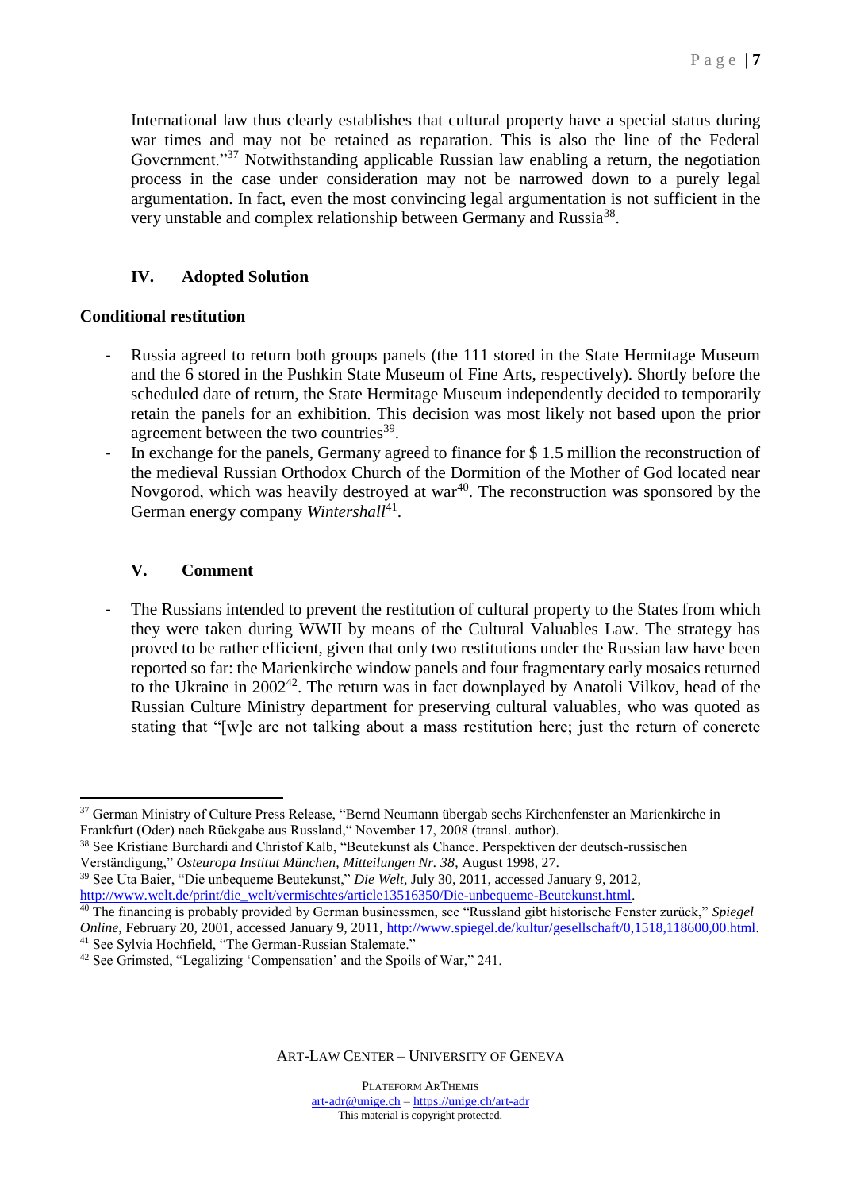International law thus clearly establishes that cultural property have a special status during war times and may not be retained as reparation. This is also the line of the Federal Government."[37] Notwithstanding applicable Russian law enabling a return, the negotiation process in the case under consideration may not be narrowed down to a purely legal argumentation. In fact, even the most convincing legal argumentation is not sufficient in the very unstable and complex relationship between Germany and Russia[38].

## IV. Adopted Solution

### Conditional restitution

- Russia agreed to return both groups panels (the 111 stored in the State Hermitage Museum and the 6 stored in the Pushkin State Museum of Fine Arts, respectively). Shortly before the scheduled date of return, the State Hermitage Museum independently decided to temporarily retain the panels for an exhibition. This decision was most likely not based upon the prior agreement between the two countries[39].
- In exchange for the panels, Germany agreed to finance for $ 1.5 million the reconstruction of the medieval Russian Orthodox Church of the Dormition of the Mother of God located near Novgorod, which was heavily destroyed at war[40]. The reconstruction was sponsored by the German energy company *Wintershall*[41].

## V. Comment

- The Russians intended to prevent the restitution of cultural property to the States from which they were taken during WWII by means of the Cultural Valuables Law. The strategy has proved to be rather efficient, given that only two restitutions under the Russian law have been reported so far: the Marienkirche window panels and four fragmentary early mosaics returned to the Ukraine in 2002[42]. The return was in fact downplayed by Anatoli Vilkov, head of the Russian Culture Ministry department for preserving cultural valuables, who was quoted as stating that "[w]e are not talking about a mass restitution here; just the return of concrete

---

[37] German Ministry of Culture Press Release, "Bernd Neumann übergab sechs Kirchenfenster an Marienkirche in Frankfurt (Oder) nach Rückgabe aus Russland," November 17, 2008 (transl. author).

[38] See Kristiane Burchardi and Christof Kalb, "Beutekunst als Chance. Perspektiven der deutsch-russischen Verständigung," *Osteuropa Institut München, Mitteilungen Nr. 38*, August 1998, 27.

[39] See Uta Baier, "Die unbequeme Beutekunst," *Die Welt*, July 30, 2011, accessed January 9, 2012, http://www.welt.de/print/die_welt/vermischtes/article13516350/Die-unbequeme-Beutekunst.html.

[40] The financing is probably provided by German businessmen, see "Russland gibt historische Fenster zurück," *Spiegel Online*, February 20, 2001, accessed January 9, 2011, http://www.spiegel.de/kultur/gesellschaft/0,1518,118600,00.html.

[41] See Sylvia Hochfield, "The German-Russian Stalemate."

[42] See Grimsted, "Legalizing 'Compensation' and the Spoils of War," 241.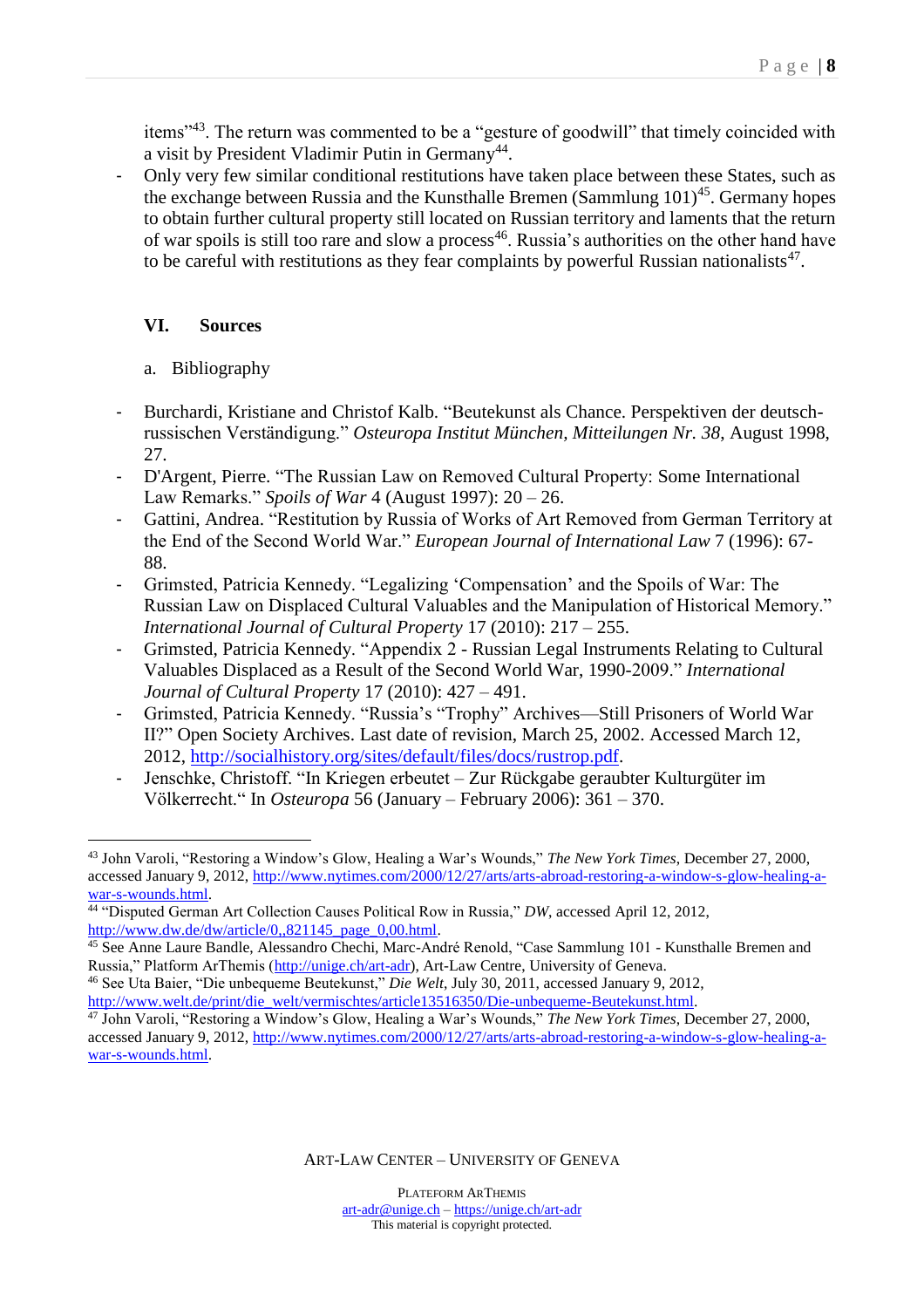items"[43]. The return was commented to be a "gesture of goodwill" that timely coincided with a visit by President Vladimir Putin in Germany[44].

- Only very few similar conditional restitutions have taken place between these States, such as the exchange between Russia and the Kunsthalle Bremen (Sammlung 101)[45]. Germany hopes to obtain further cultural property still located on Russian territory and laments that the return of war spoils is still too rare and slow a process[46]. Russia's authorities on the other hand have to be careful with restitutions as they fear complaints by powerful Russian nationalists[47].

## VI. Sources

### a. Bibliography

- Burchardi, Kristiane and Christof Kalb. "Beutekunst als Chance. Perspektiven der deutsch-russischen Verständigung." *Osteuropa Institut München, Mitteilungen Nr. 38*, August 1998, 27.
- D'Argent, Pierre. "The Russian Law on Removed Cultural Property: Some International Law Remarks." *Spoils of War* 4 (August 1997): 20 – 26.
- Gattini, Andrea. "Restitution by Russia of Works of Art Removed from German Territory at the End of the Second World War." *European Journal of International Law* 7 (1996): 67-88.
- Grimsted, Patricia Kennedy. "Legalizing 'Compensation' and the Spoils of War: The Russian Law on Displaced Cultural Valuables and the Manipulation of Historical Memory." *International Journal of Cultural Property* 17 (2010): 217 – 255.
- Grimsted, Patricia Kennedy. "Appendix 2 - Russian Legal Instruments Relating to Cultural Valuables Displaced as a Result of the Second World War, 1990-2009." *International Journal of Cultural Property* 17 (2010): 427 – 491.
- Grimsted, Patricia Kennedy. "Russia's "Trophy" Archives—Still Prisoners of World War II?" Open Society Archives. Last date of revision, March 25, 2002. Accessed March 12, 2012, http://socialhistory.org/sites/default/files/docs/rustrop.pdf.
- Jenschke, Christoff. "In Kriegen erbeutet – Zur Rückgabe geraubter Kulturgüter im Völkerrecht." In *Osteuropa* 56 (January – February 2006): 361 – 370.

---

[43] John Varoli, "Restoring a Window's Glow, Healing a War's Wounds," *The New York Times*, December 27, 2000, accessed January 9, 2012, http://www.nytimes.com/2000/12/27/arts/arts-abroad-restoring-a-window-s-glow-healing-a-war-s-wounds.html.

[44] "Disputed German Art Collection Causes Political Row in Russia," *DW*, accessed April 12, 2012, http://www.dw.de/dw/article/0,,821145_page_0,00.html.

[45] See Anne Laure Bandle, Alessandro Chechi, Marc-André Renold, "Case Sammlung 101 - Kunsthalle Bremen and Russia," Platform ArThemis (http://unige.ch/art-adr), Art-Law Centre, University of Geneva.

[46] See Uta Baier, "Die unbequeme Beutekunst," *Die Welt*, July 30, 2011, accessed January 9, 2012, http://www.welt.de/print/die_welt/vermischtes/article13516350/Die-unbequeme-Beutekunst.html.

[47] John Varoli, "Restoring a Window's Glow, Healing a War's Wounds," *The New York Times*, December 27, 2000, accessed January 9, 2012, http://www.nytimes.com/2000/12/27/arts/arts-abroad-restoring-a-window-s-glow-healing-a-war-s-wounds.html.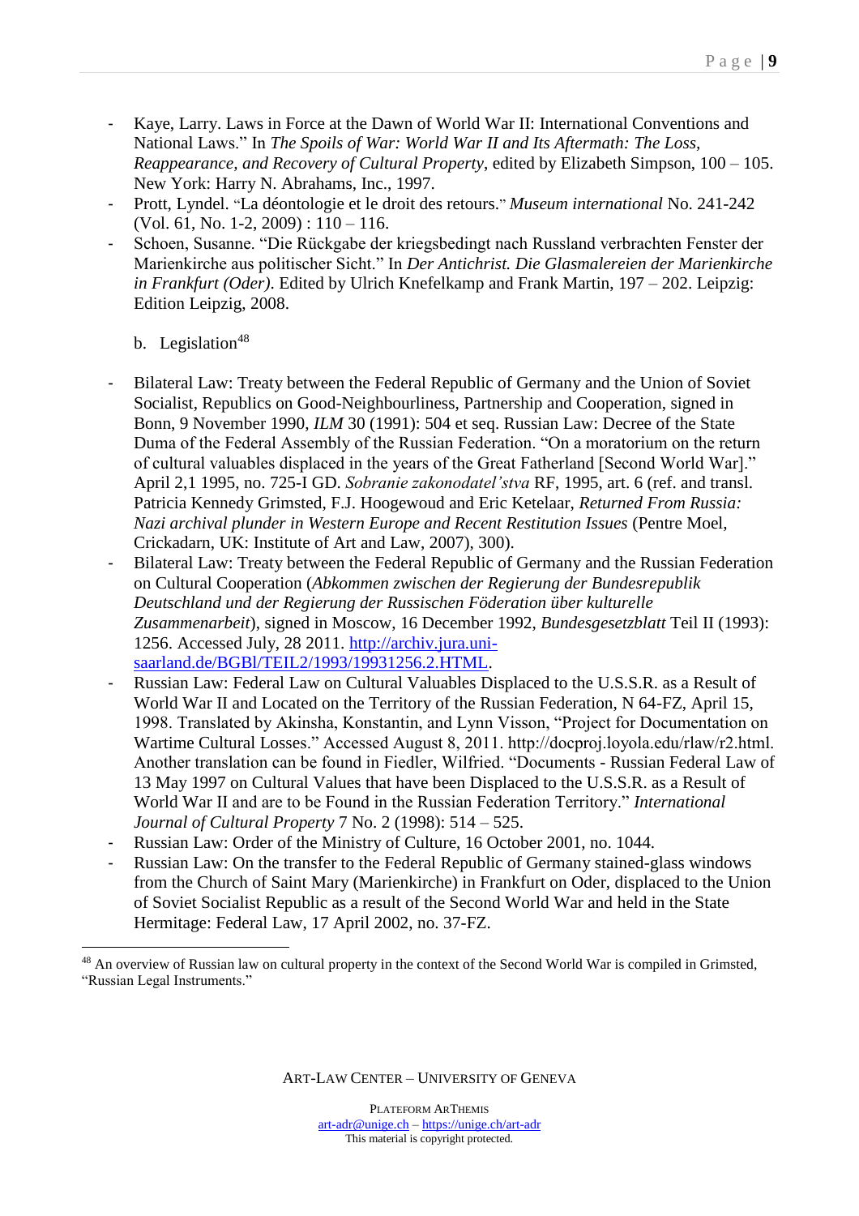- Kaye, Larry. Laws in Force at the Dawn of World War II: International Conventions and National Laws." In *The Spoils of War: World War II and Its Aftermath: The Loss, Reappearance, and Recovery of Cultural Property*, edited by Elizabeth Simpson, 100 – 105. New York: Harry N. Abrahams, Inc., 1997.
- Prott, Lyndel. "La déontologie et le droit des retours." *Museum international* No. 241-242 (Vol. 61, No. 1-2, 2009) : 110 – 116.
- Schoen, Susanne. "Die Rückgabe der kriegsbedingt nach Russland verbrachten Fenster der Marienkirche aus politischer Sicht." In *Der Antichrist. Die Glasmalereien der Marienkirche in Frankfurt (Oder)*. Edited by Ulrich Knefelkamp and Frank Martin, 197 – 202. Leipzig: Edition Leipzig, 2008.

b. Legislation[48]

- Bilateral Law: Treaty between the Federal Republic of Germany and the Union of Soviet Socialist, Republics on Good-Neighbourliness, Partnership and Cooperation, signed in Bonn, 9 November 1990, *ILM* 30 (1991): 504 et seq. Russian Law: Decree of the State Duma of the Federal Assembly of the Russian Federation. "On a moratorium on the return of cultural valuables displaced in the years of the Great Fatherland [Second World War]." April 2,1 1995, no. 725-I GD. *Sobranie zakonodatel'stva* RF, 1995, art. 6 (ref. and transl. Patricia Kennedy Grimsted, F.J. Hoogewoud and Eric Ketelaar, *Returned From Russia: Nazi archival plunder in Western Europe and Recent Restitution Issues* (Pentre Moel, Crickadarn, UK: Institute of Art and Law, 2007), 300).
- Bilateral Law: Treaty between the Federal Republic of Germany and the Russian Federation on Cultural Cooperation (*Abkommen zwischen der Regierung der Bundesrepublik Deutschland und der Regierung der Russischen Föderation über kulturelle Zusammenarbeit*), signed in Moscow, 16 December 1992, *Bundesgesetzblatt* Teil II (1993): 1256. Accessed July, 28 2011. [http://archiv.jura.uni-saarland.de/BGBl/TEIL2/1993/19931256.2.HTML](http://archiv.jura.uni-saarland.de/BGBl/TEIL2/1993/19931256.2.HTML).
- Russian Law: Federal Law on Cultural Valuables Displaced to the U.S.S.R. as a Result of World War II and Located on the Territory of the Russian Federation, N 64-FZ, April 15, 1998. Translated by Akinsha, Konstantin, and Lynn Visson, "Project for Documentation on Wartime Cultural Losses." Accessed August 8, 2011. http://docproj.loyola.edu/rlaw/r2.html. Another translation can be found in Fiedler, Wilfried. "Documents - Russian Federal Law of 13 May 1997 on Cultural Values that have been Displaced to the U.S.S.R. as a Result of World War II and are to be Found in the Russian Federation Territory." *International Journal of Cultural Property* 7 No. 2 (1998): 514 – 525.
- Russian Law: Order of the Ministry of Culture, 16 October 2001, no. 1044.
- Russian Law: On the transfer to the Federal Republic of Germany stained-glass windows from the Church of Saint Mary (Marienkirche) in Frankfurt on Oder, displaced to the Union of Soviet Socialist Republic as a result of the Second World War and held in the State Hermitage: Federal Law, 17 April 2002, no. 37-FZ.

[48] An overview of Russian law on cultural property in the context of the Second World War is compiled in Grimsted, "Russian Legal Instruments."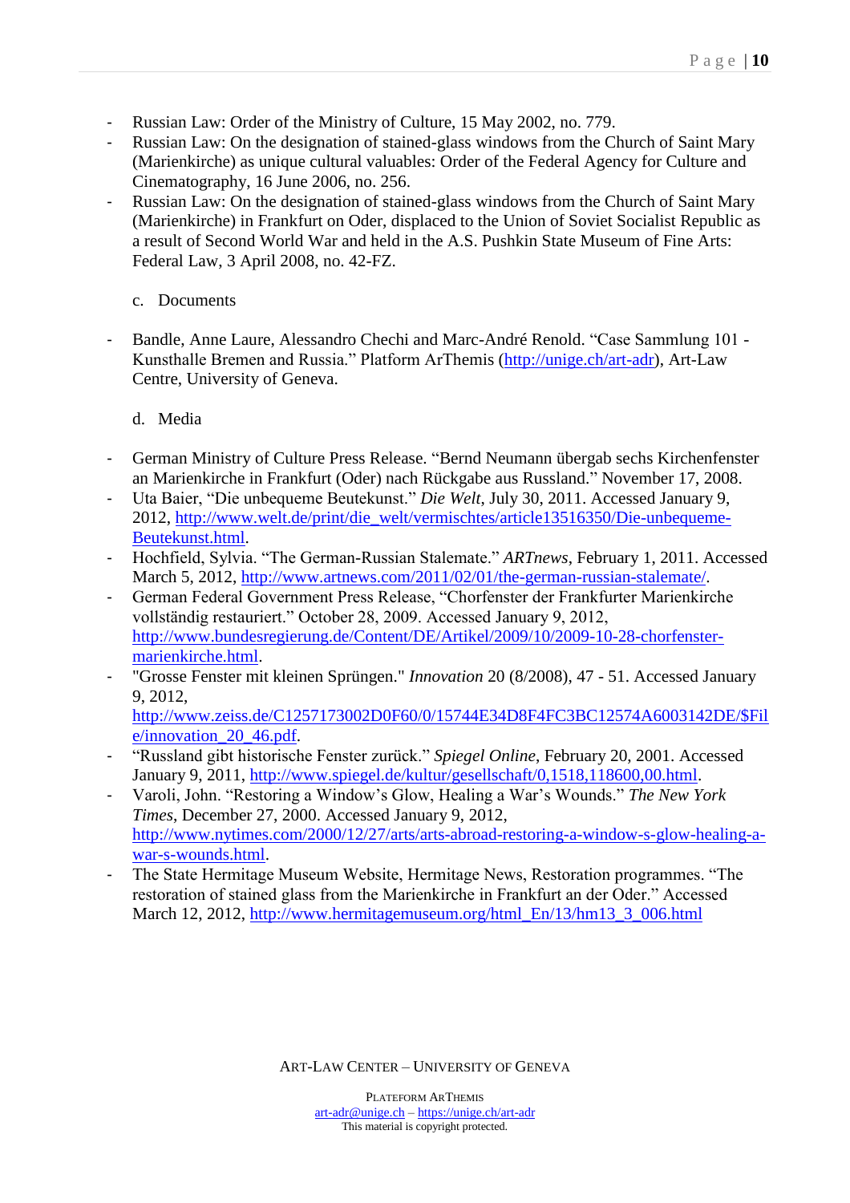- Russian Law: Order of the Ministry of Culture, 15 May 2002, no. 779.
- Russian Law: On the designation of stained-glass windows from the Church of Saint Mary (Marienkirche) as unique cultural valuables: Order of the Federal Agency for Culture and Cinematography, 16 June 2006, no. 256.
- Russian Law: On the designation of stained-glass windows from the Church of Saint Mary (Marienkirche) in Frankfurt on Oder, displaced to the Union of Soviet Socialist Republic as a result of Second World War and held in the A.S. Pushkin State Museum of Fine Arts: Federal Law, 3 April 2008, no. 42-FZ.

c. Documents

- Bandle, Anne Laure, Alessandro Chechi and Marc-André Renold. "Case Sammlung 101 - Kunsthalle Bremen and Russia." Platform ArThemis (http://unige.ch/art-adr), Art-Law Centre, University of Geneva.

d. Media

- German Ministry of Culture Press Release. "Bernd Neumann übergab sechs Kirchenfenster an Marienkirche in Frankfurt (Oder) nach Rückgabe aus Russland." November 17, 2008.
- Uta Baier, "Die unbequeme Beutekunst." *Die Welt*, July 30, 2011. Accessed January 9, 2012, http://www.welt.de/print/die_welt/vermischtes/article13516350/Die-unbequeme-Beutekunst.html.
- Hochfield, Sylvia. "The German-Russian Stalemate." *ARTnews*, February 1, 2011. Accessed March 5, 2012, http://www.artnews.com/2011/02/01/the-german-russian-stalemate/.
- German Federal Government Press Release, "Chorfenster der Frankfurter Marienkirche vollständig restauriert." October 28, 2009. Accessed January 9, 2012, http://www.bundesregierung.de/Content/DE/Artikel/2009/10/2009-10-28-chorfenster-marienkirche.html.
- "Grosse Fenster mit kleinen Sprüngen." *Innovation* 20 (8/2008), 47 - 51. Accessed January 9, 2012, http://www.zeiss.de/C1257173002D0F60/0/15744E34D8F4FC3BC12574A6003142DE/$File/innovation_20_46.pdf.
- "Russland gibt historische Fenster zurück." *Spiegel Online*, February 20, 2001. Accessed January 9, 2011, http://www.spiegel.de/kultur/gesellschaft/0,1518,118600,00.html.
- Varoli, John. "Restoring a Window's Glow, Healing a War's Wounds." *The New York Times*, December 27, 2000. Accessed January 9, 2012, http://www.nytimes.com/2000/12/27/arts/arts-abroad-restoring-a-window-s-glow-healing-a-war-s-wounds.html.
- The State Hermitage Museum Website, Hermitage News, Restoration programmes. "The restoration of stained glass from the Marienkirche in Frankfurt an der Oder." Accessed March 12, 2012, http://www.hermitagemuseum.org/html_En/13/hm13_3_006.html